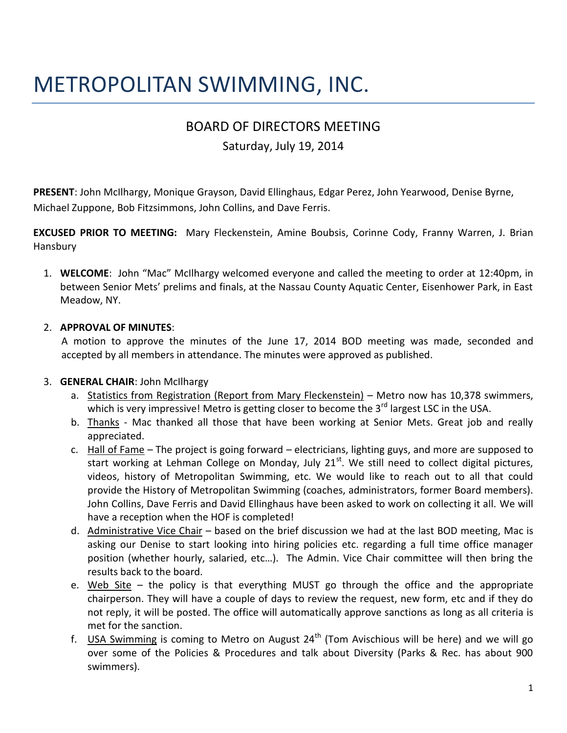# METROPOLITAN SWIMMING, INC.

## BOARD OF DIRECTORS MEETING

Saturday, July 19, 2014

**PRESENT**: John McIlhargy, Monique Grayson, David Ellinghaus, Edgar Perez, John Yearwood, Denise Byrne, Michael Zuppone, Bob Fitzsimmons, John Collins, and Dave Ferris.

**EXCUSED PRIOR TO MEETING:** Mary Fleckenstein, Amine Boubsis, Corinne Cody, Franny Warren, J. Brian Hansbury

1. **WELCOME**: John "Mac" McIlhargy welcomed everyone and called the meeting to order at 12:40pm, in between Senior Mets' prelims and finals, at the Nassau County Aquatic Center, Eisenhower Park, in East Meadow, NY.

2. **APPROVAL OF MINUTES**:
   A motion to approve the minutes of the June 17, 2014 BOD meeting was made, seconded and accepted by all members in attendance. The minutes were approved as published.

3. **GENERAL CHAIR**: John McIlhargy
   a. Statistics from Registration (Report from Mary Fleckenstein) – Metro now has 10,378 swimmers, which is very impressive! Metro is getting closer to become the 3rd largest LSC in the USA.
   b. Thanks - Mac thanked all those that have been working at Senior Mets. Great job and really appreciated.
   c. Hall of Fame – The project is going forward – electricians, lighting guys, and more are supposed to start working at Lehman College on Monday, July 21st. We still need to collect digital pictures, videos, history of Metropolitan Swimming, etc. We would like to reach out to all that could provide the History of Metropolitan Swimming (coaches, administrators, former Board members). John Collins, Dave Ferris and David Ellinghaus have been asked to work on collecting it all. We will have a reception when the HOF is completed!
   d. Administrative Vice Chair – based on the brief discussion we had at the last BOD meeting, Mac is asking our Denise to start looking into hiring policies etc. regarding a full time office manager position (whether hourly, salaried, etc…). The Admin. Vice Chair committee will then bring the results back to the board.
   e. Web Site – the policy is that everything MUST go through the office and the appropriate chairperson. They will have a couple of days to review the request, new form, etc and if they do not reply, it will be posted. The office will automatically approve sanctions as long as all criteria is met for the sanction.
   f. USA Swimming is coming to Metro on August 24th (Tom Avischious will be here) and we will go over some of the Policies & Procedures and talk about Diversity (Parks & Rec. has about 900 swimmers).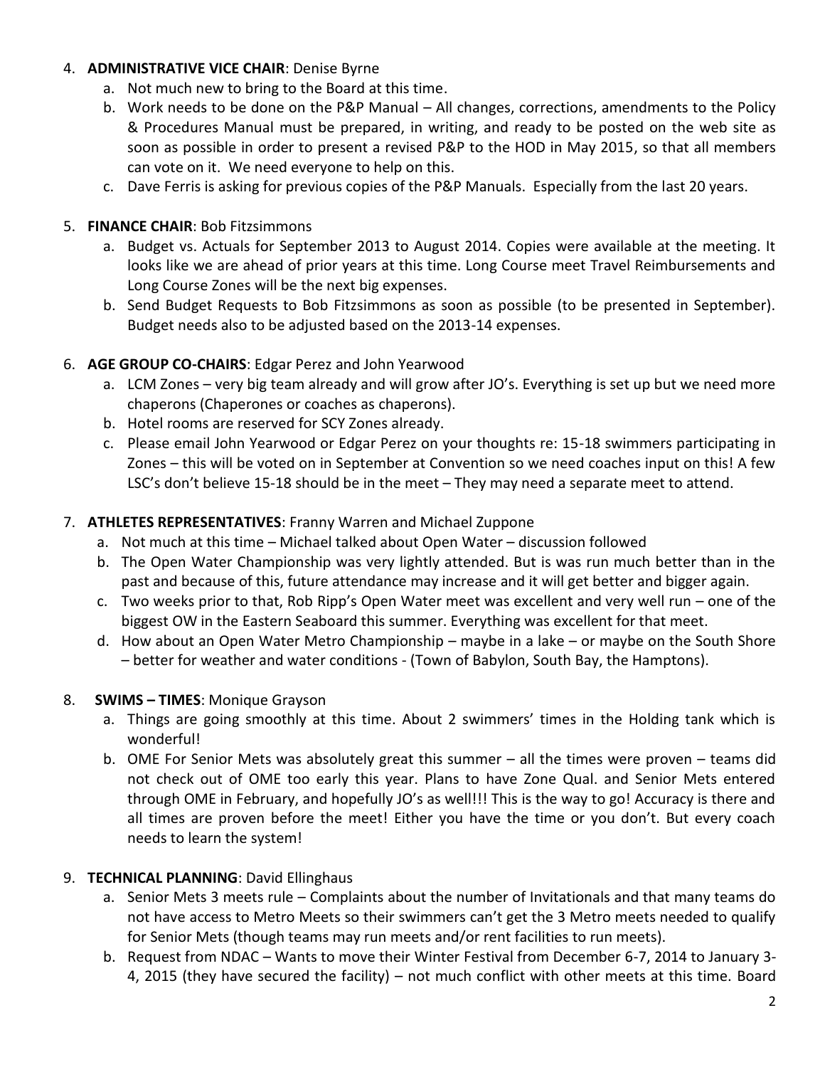4. **ADMINISTRATIVE VICE CHAIR**: Denise Byrne
   a. Not much new to bring to the Board at this time.
   b. Work needs to be done on the P&P Manual – All changes, corrections, amendments to the Policy & Procedures Manual must be prepared, in writing, and ready to be posted on the web site as soon as possible in order to present a revised P&P to the HOD in May 2015, so that all members can vote on it. We need everyone to help on this.
   c. Dave Ferris is asking for previous copies of the P&P Manuals. Especially from the last 20 years.

5. **FINANCE CHAIR**: Bob Fitzsimmons
   a. Budget vs. Actuals for September 2013 to August 2014. Copies were available at the meeting. It looks like we are ahead of prior years at this time. Long Course meet Travel Reimbursements and Long Course Zones will be the next big expenses.
   b. Send Budget Requests to Bob Fitzsimmons as soon as possible (to be presented in September). Budget needs also to be adjusted based on the 2013-14 expenses.

6. **AGE GROUP CO-CHAIRS**: Edgar Perez and John Yearwood
   a. LCM Zones – very big team already and will grow after JO's. Everything is set up but we need more chaperons (Chaperones or coaches as chaperons).
   b. Hotel rooms are reserved for SCY Zones already.
   c. Please email John Yearwood or Edgar Perez on your thoughts re: 15-18 swimmers participating in Zones – this will be voted on in September at Convention so we need coaches input on this! A few LSC's don't believe 15-18 should be in the meet – They may need a separate meet to attend.

7. **ATHLETES REPRESENTATIVES**: Franny Warren and Michael Zuppone
   a. Not much at this time – Michael talked about Open Water – discussion followed
   b. The Open Water Championship was very lightly attended. But is was run much better than in the past and because of this, future attendance may increase and it will get better and bigger again.
   c. Two weeks prior to that, Rob Ripp's Open Water meet was excellent and very well run – one of the biggest OW in the Eastern Seaboard this summer. Everything was excellent for that meet.
   d. How about an Open Water Metro Championship – maybe in a lake – or maybe on the South Shore – better for weather and water conditions - (Town of Babylon, South Bay, the Hamptons).

8. **SWIMS – TIMES**: Monique Grayson
   a. Things are going smoothly at this time. About 2 swimmers' times in the Holding tank which is wonderful!
   b. OME For Senior Mets was absolutely great this summer – all the times were proven – teams did not check out of OME too early this year. Plans to have Zone Qual. and Senior Mets entered through OME in February, and hopefully JO's as well!!! This is the way to go! Accuracy is there and all times are proven before the meet! Either you have the time or you don't. But every coach needs to learn the system!

9. **TECHNICAL PLANNING**: David Ellinghaus
   a. Senior Mets 3 meets rule – Complaints about the number of Invitationals and that many teams do not have access to Metro Meets so their swimmers can't get the 3 Metro meets needed to qualify for Senior Mets (though teams may run meets and/or rent facilities to run meets).
   b. Request from NDAC – Wants to move their Winter Festival from December 6-7, 2014 to January 3-4, 2015 (they have secured the facility) – not much conflict with other meets at this time. Board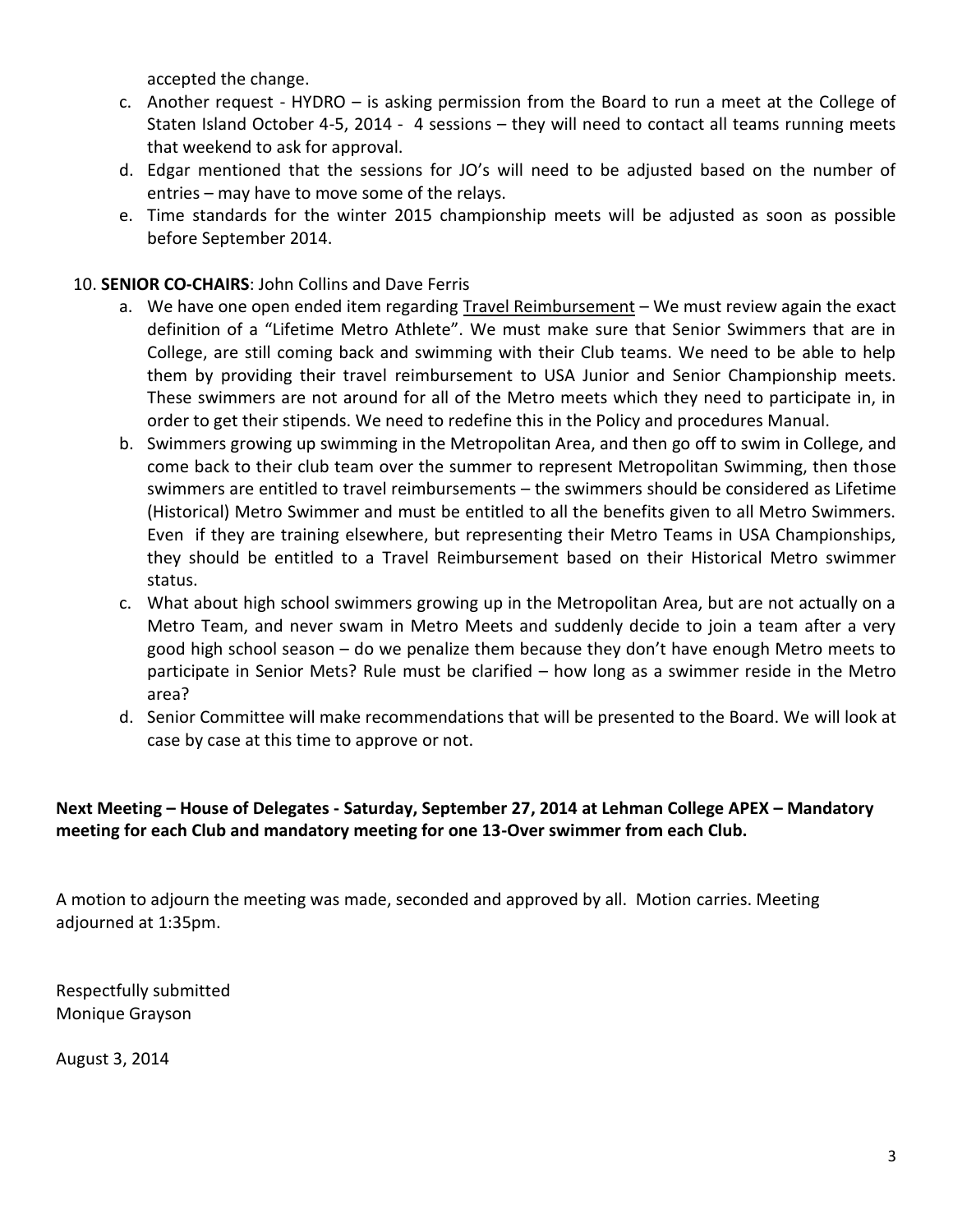accepted the change.

c. Another request - HYDRO – is asking permission from the Board to run a meet at the College of Staten Island October 4-5, 2014 - 4 sessions – they will need to contact all teams running meets that weekend to ask for approval.
d. Edgar mentioned that the sessions for JO's will need to be adjusted based on the number of entries – may have to move some of the relays.
e. Time standards for the winter 2015 championship meets will be adjusted as soon as possible before September 2014.

10. **SENIOR CO-CHAIRS**: John Collins and Dave Ferris
    a. We have one open ended item regarding Travel Reimbursement – We must review again the exact definition of a "Lifetime Metro Athlete". We must make sure that Senior Swimmers that are in College, are still coming back and swimming with their Club teams. We need to be able to help them by providing their travel reimbursement to USA Junior and Senior Championship meets. These swimmers are not around for all of the Metro meets which they need to participate in, in order to get their stipends. We need to redefine this in the Policy and procedures Manual.
    b. Swimmers growing up swimming in the Metropolitan Area, and then go off to swim in College, and come back to their club team over the summer to represent Metropolitan Swimming, then those swimmers are entitled to travel reimbursements – the swimmers should be considered as Lifetime (Historical) Metro Swimmer and must be entitled to all the benefits given to all Metro Swimmers. Even if they are training elsewhere, but representing their Metro Teams in USA Championships, they should be entitled to a Travel Reimbursement based on their Historical Metro swimmer status.
    c. What about high school swimmers growing up in the Metropolitan Area, but are not actually on a Metro Team, and never swam in Metro Meets and suddenly decide to join a team after a very good high school season – do we penalize them because they don't have enough Metro meets to participate in Senior Mets? Rule must be clarified – how long as a swimmer reside in the Metro area?
    d. Senior Committee will make recommendations that will be presented to the Board. We will look at case by case at this time to approve or not.

**Next Meeting – House of Delegates - Saturday, September 27, 2014 at Lehman College APEX – Mandatory meeting for each Club and mandatory meeting for one 13-Over swimmer from each Club.**

A motion to adjourn the meeting was made, seconded and approved by all. Motion carries. Meeting adjourned at 1:35pm.

Respectfully submitted
Monique Grayson

August 3, 2014